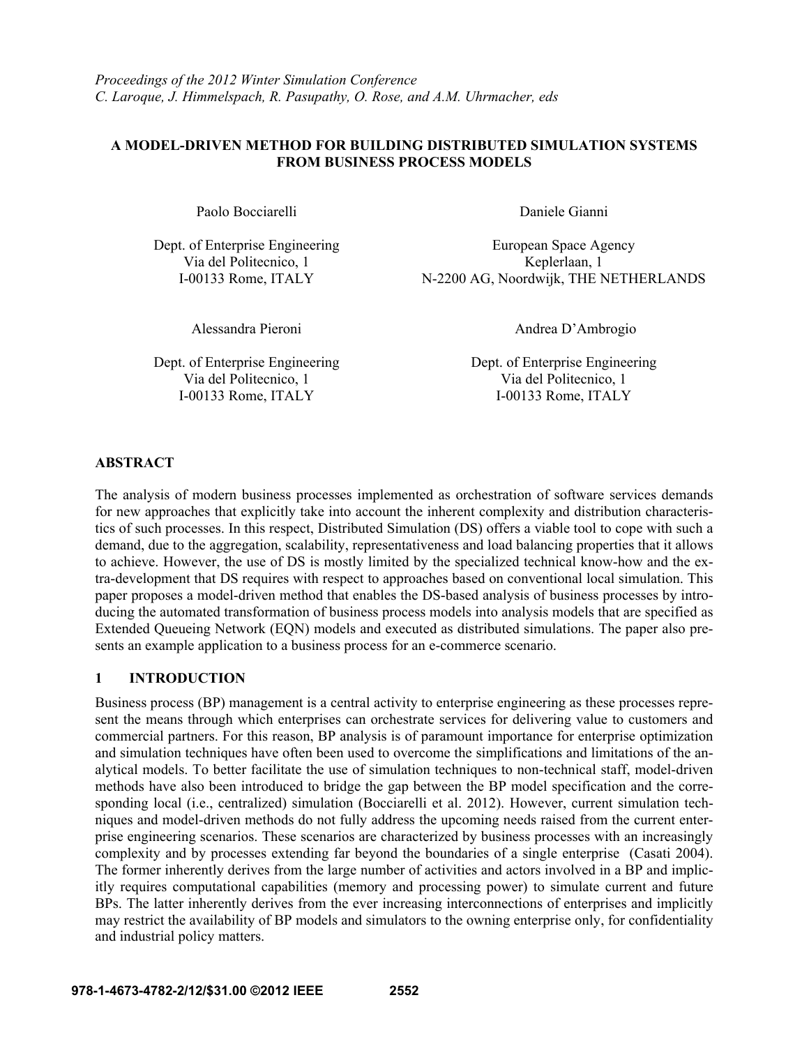*Proceedings of the 2012 Winter Simulation Conference*
*C. Laroque, J. Himmelspach, R. Pasupathy, O. Rose, and A.M. Uhrmacher, eds*

# A MODEL-DRIVEN METHOD FOR BUILDING DISTRIBUTED SIMULATION SYSTEMS FROM BUSINESS PROCESS MODELS

Paolo Bocciarelli
Dept. of Enterprise Engineering
Via del Politecnico, 1
I-00133 Rome, ITALY

Daniele Gianni
European Space Agency
Keplerlaan, 1
N-2200 AG, Noordwijk, THE NETHERLANDS

Alessandra Pieroni
Dept. of Enterprise Engineering
Via del Politecnico, 1
I-00133 Rome, ITALY

Andrea D'Ambrogio
Dept. of Enterprise Engineering
Via del Politecnico, 1
I-00133 Rome, ITALY

## ABSTRACT

The analysis of modern business processes implemented as orchestration of software services demands for new approaches that explicitly take into account the inherent complexity and distribution characteristics of such processes. In this respect, Distributed Simulation (DS) offers a viable tool to cope with such a demand, due to the aggregation, scalability, representativeness and load balancing properties that it allows to achieve. However, the use of DS is mostly limited by the specialized technical know-how and the extra-development that DS requires with respect to approaches based on conventional local simulation. This paper proposes a model-driven method that enables the DS-based analysis of business processes by introducing the automated transformation of business process models into analysis models that are specified as Extended Queueing Network (EQN) models and executed as distributed simulations. The paper also presents an example application to a business process for an e-commerce scenario.

## 1 INTRODUCTION

Business process (BP) management is a central activity to enterprise engineering as these processes represent the means through which enterprises can orchestrate services for delivering value to customers and commercial partners. For this reason, BP analysis is of paramount importance for enterprise optimization and simulation techniques have often been used to overcome the simplifications and limitations of the analytical models. To better facilitate the use of simulation techniques to non-technical staff, model-driven methods have also been introduced to bridge the gap between the BP model specification and the corresponding local (i.e., centralized) simulation (Bocciarelli et al. 2012). However, current simulation techniques and model-driven methods do not fully address the upcoming needs raised from the current enterprise engineering scenarios. These scenarios are characterized by business processes with an increasingly complexity and by processes extending far beyond the boundaries of a single enterprise (Casati 2004). The former inherently derives from the large number of activities and actors involved in a BP and implicitly requires computational capabilities (memory and processing power) to simulate current and future BPs. The latter inherently derives from the ever increasing interconnections of enterprises and implicitly may restrict the availability of BP models and simulators to the owning enterprise only, for confidentiality and industrial policy matters.

**978-1-4673-4782-2/12/$31.00 ©2012 IEEE**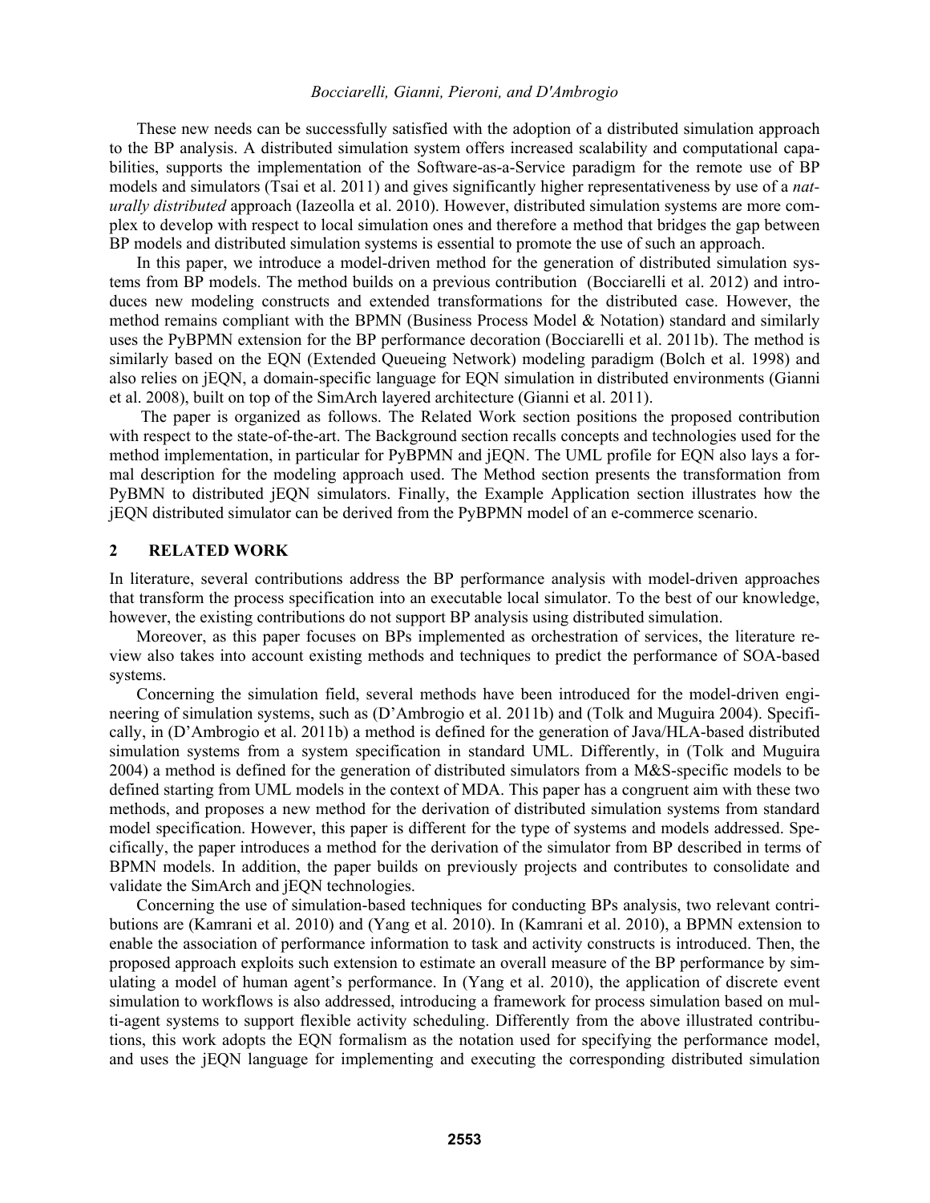These new needs can be successfully satisfied with the adoption of a distributed simulation approach to the BP analysis. A distributed simulation system offers increased scalability and computational capabilities, supports the implementation of the Software-as-a-Service paradigm for the remote use of BP models and simulators (Tsai et al. 2011) and gives significantly higher representativeness by use of a *naturally distributed* approach (Iazeolla et al. 2010). However, distributed simulation systems are more complex to develop with respect to local simulation ones and therefore a method that bridges the gap between BP models and distributed simulation systems is essential to promote the use of such an approach.

In this paper, we introduce a model-driven method for the generation of distributed simulation systems from BP models. The method builds on a previous contribution (Bocciarelli et al. 2012) and introduces new modeling constructs and extended transformations for the distributed case. However, the method remains compliant with the BPMN (Business Process Model & Notation) standard and similarly uses the PyBPMN extension for the BP performance decoration (Bocciarelli et al. 2011b). The method is similarly based on the EQN (Extended Queueing Network) modeling paradigm (Bolch et al. 1998) and also relies on jEQN, a domain-specific language for EQN simulation in distributed environments (Gianni et al. 2008), built on top of the SimArch layered architecture (Gianni et al. 2011).

The paper is organized as follows. The Related Work section positions the proposed contribution with respect to the state-of-the-art. The Background section recalls concepts and technologies used for the method implementation, in particular for PyBPMN and jEQN. The UML profile for EQN also lays a formal description for the modeling approach used. The Method section presents the transformation from PyBMN to distributed jEQN simulators. Finally, the Example Application section illustrates how the jEQN distributed simulator can be derived from the PyBPMN model of an e-commerce scenario.

## 2 RELATED WORK

In literature, several contributions address the BP performance analysis with model-driven approaches that transform the process specification into an executable local simulator. To the best of our knowledge, however, the existing contributions do not support BP analysis using distributed simulation.

Moreover, as this paper focuses on BPs implemented as orchestration of services, the literature review also takes into account existing methods and techniques to predict the performance of SOA-based systems.

Concerning the simulation field, several methods have been introduced for the model-driven engineering of simulation systems, such as (D'Ambrogio et al. 2011b) and (Tolk and Muguira 2004). Specifically, in (D'Ambrogio et al. 2011b) a method is defined for the generation of Java/HLA-based distributed simulation systems from a system specification in standard UML. Differently, in (Tolk and Muguira 2004) a method is defined for the generation of distributed simulators from a M&S-specific models to be defined starting from UML models in the context of MDA. This paper has a congruent aim with these two methods, and proposes a new method for the derivation of distributed simulation systems from standard model specification. However, this paper is different for the type of systems and models addressed. Specifically, the paper introduces a method for the derivation of the simulator from BP described in terms of BPMN models. In addition, the paper builds on previously projects and contributes to consolidate and validate the SimArch and jEQN technologies.

Concerning the use of simulation-based techniques for conducting BPs analysis, two relevant contributions are (Kamrani et al. 2010) and (Yang et al. 2010). In (Kamrani et al. 2010), a BPMN extension to enable the association of performance information to task and activity constructs is introduced. Then, the proposed approach exploits such extension to estimate an overall measure of the BP performance by simulating a model of human agent's performance. In (Yang et al. 2010), the application of discrete event simulation to workflows is also addressed, introducing a framework for process simulation based on multi-agent systems to support flexible activity scheduling. Differently from the above illustrated contributions, this work adopts the EQN formalism as the notation used for specifying the performance model, and uses the jEQN language for implementing and executing the corresponding distributed simulation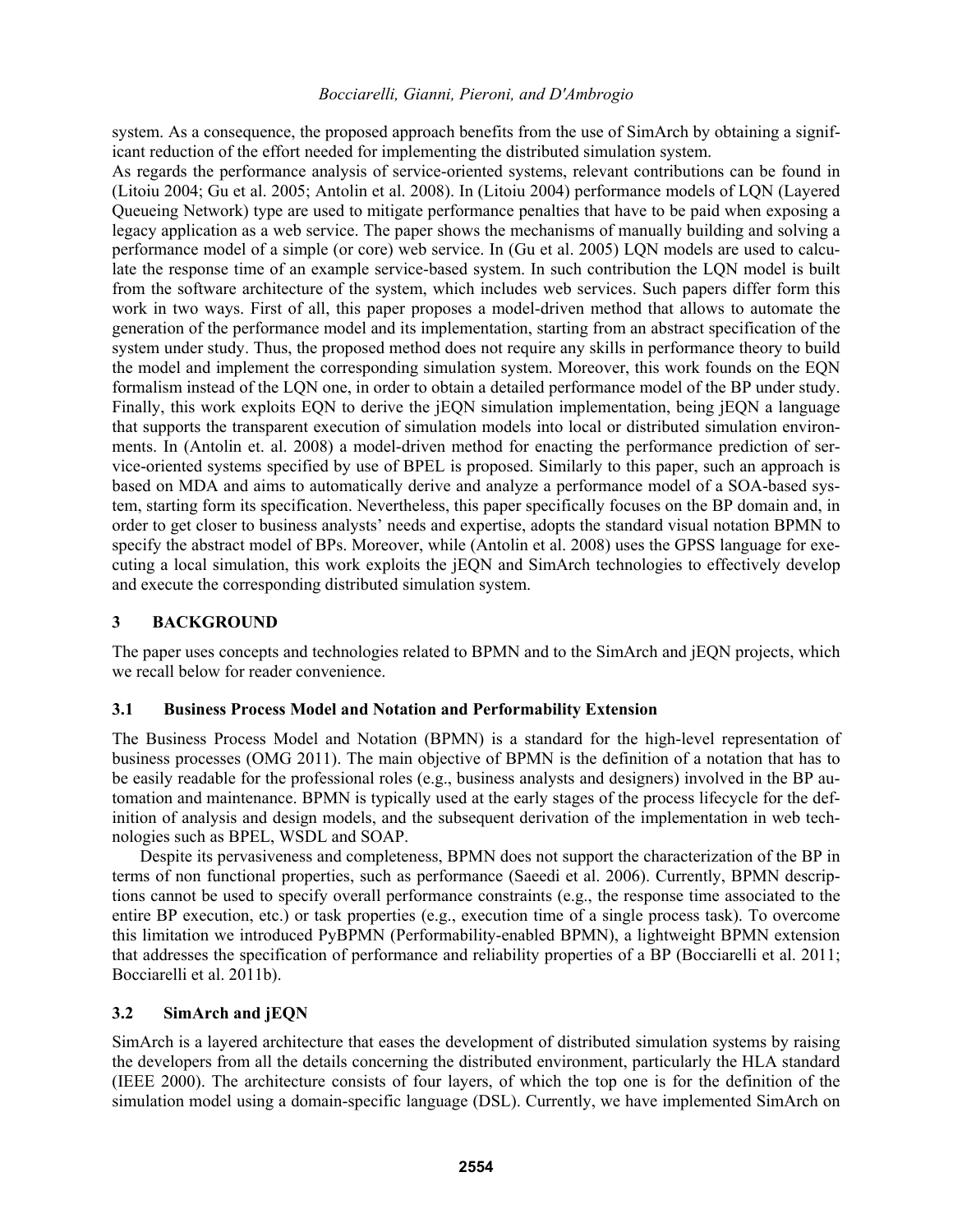system. As a consequence, the proposed approach benefits from the use of SimArch by obtaining a significant reduction of the effort needed for implementing the distributed simulation system.

As regards the performance analysis of service-oriented systems, relevant contributions can be found in (Litoiu 2004; Gu et al. 2005; Antolin et al. 2008). In (Litoiu 2004) performance models of LQN (Layered Queueing Network) type are used to mitigate performance penalties that have to be paid when exposing a legacy application as a web service. The paper shows the mechanisms of manually building and solving a performance model of a simple (or core) web service. In (Gu et al. 2005) LQN models are used to calculate the response time of an example service-based system. In such contribution the LQN model is built from the software architecture of the system, which includes web services. Such papers differ form this work in two ways. First of all, this paper proposes a model-driven method that allows to automate the generation of the performance model and its implementation, starting from an abstract specification of the system under study. Thus, the proposed method does not require any skills in performance theory to build the model and implement the corresponding simulation system. Moreover, this work founds on the EQN formalism instead of the LQN one, in order to obtain a detailed performance model of the BP under study. Finally, this work exploits EQN to derive the jEQN simulation implementation, being jEQN a language that supports the transparent execution of simulation models into local or distributed simulation environments. In (Antolin et. al. 2008) a model-driven method for enacting the performance prediction of service-oriented systems specified by use of BPEL is proposed. Similarly to this paper, such an approach is based on MDA and aims to automatically derive and analyze a performance model of a SOA-based system, starting form its specification. Nevertheless, this paper specifically focuses on the BP domain and, in order to get closer to business analysts' needs and expertise, adopts the standard visual notation BPMN to specify the abstract model of BPs. Moreover, while (Antolin et al. 2008) uses the GPSS language for executing a local simulation, this work exploits the jEQN and SimArch technologies to effectively develop and execute the corresponding distributed simulation system.

## 3 BACKGROUND

The paper uses concepts and technologies related to BPMN and to the SimArch and jEQN projects, which we recall below for reader convenience.

### 3.1 Business Process Model and Notation and Performability Extension

The Business Process Model and Notation (BPMN) is a standard for the high-level representation of business processes (OMG 2011). The main objective of BPMN is the definition of a notation that has to be easily readable for the professional roles (e.g., business analysts and designers) involved in the BP automation and maintenance. BPMN is typically used at the early stages of the process lifecycle for the definition of analysis and design models, and the subsequent derivation of the implementation in web technologies such as BPEL, WSDL and SOAP.

Despite its pervasiveness and completeness, BPMN does not support the characterization of the BP in terms of non functional properties, such as performance (Saeedi et al. 2006). Currently, BPMN descriptions cannot be used to specify overall performance constraints (e.g., the response time associated to the entire BP execution, etc.) or task properties (e.g., execution time of a single process task). To overcome this limitation we introduced PyBPMN (Performability-enabled BPMN), a lightweight BPMN extension that addresses the specification of performance and reliability properties of a BP (Bocciarelli et al. 2011; Bocciarelli et al. 2011b).

### 3.2 SimArch and jEQN

SimArch is a layered architecture that eases the development of distributed simulation systems by raising the developers from all the details concerning the distributed environment, particularly the HLA standard (IEEE 2000). The architecture consists of four layers, of which the top one is for the definition of the simulation model using a domain-specific language (DSL). Currently, we have implemented SimArch on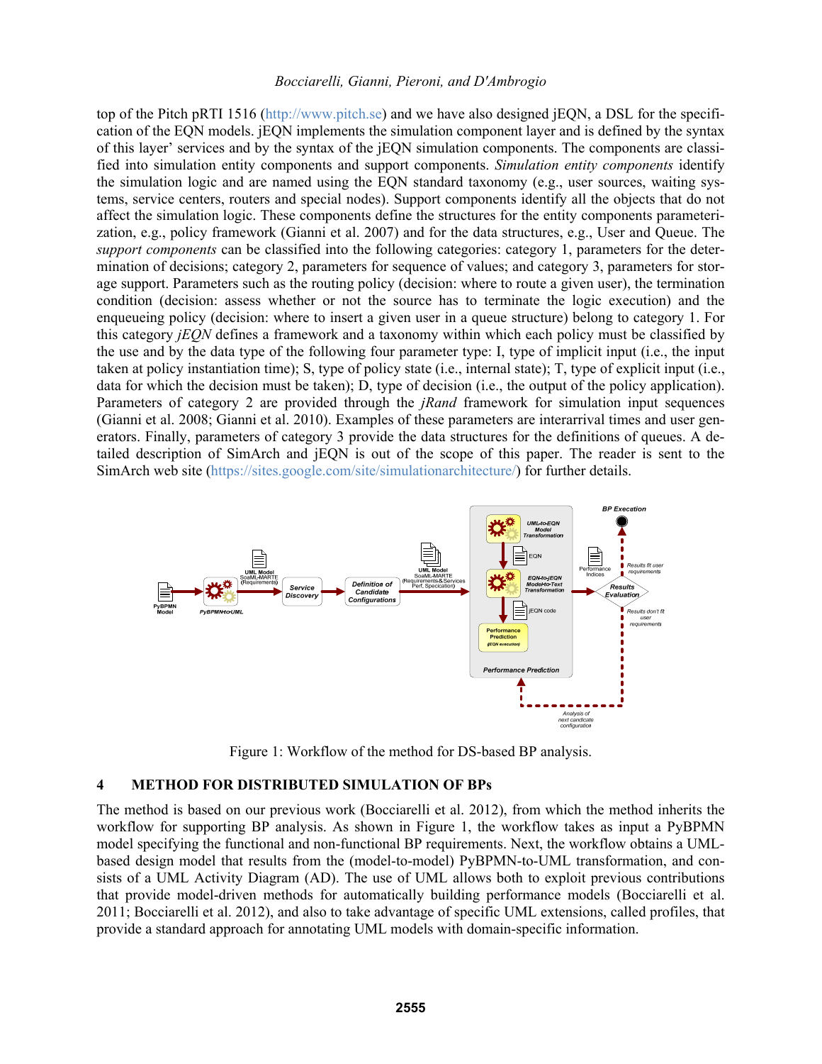top of the Pitch pRTI 1516 (http://www.pitch.se) and we have also designed jEQN, a DSL for the specification of the EQN models. jEQN implements the simulation component layer and is defined by the syntax of this layer' services and by the syntax of the jEQN simulation components. The components are classified into simulation entity components and support components. *Simulation entity components* identify the simulation logic and are named using the EQN standard taxonomy (e.g., user sources, waiting systems, service centers, routers and special nodes). Support components identify all the objects that do not affect the simulation logic. These components define the structures for the entity components parameterization, e.g., policy framework (Gianni et al. 2007) and for the data structures, e.g., User and Queue. The *support components* can be classified into the following categories: category 1, parameters for the determination of decisions; category 2, parameters for sequence of values; and category 3, parameters for storage support. Parameters such as the routing policy (decision: where to route a given user), the termination condition (decision: assess whether or not the source has to terminate the logic execution) and the enqueueing policy (decision: where to insert a given user in a queue structure) belong to category 1. For this category *jEQN* defines a framework and a taxonomy within which each policy must be classified by the use and by the data type of the following four parameter type: I, type of implicit input (i.e., the input taken at policy instantiation time); S, type of policy state (i.e., internal state); T, type of explicit input (i.e., data for which the decision must be taken); D, type of decision (i.e., the output of the policy application). Parameters of category 2 are provided through the *jRand* framework for simulation input sequences (Gianni et al. 2008; Gianni et al. 2010). Examples of these parameters are interarrival times and user generators. Finally, parameters of category 3 provide the data structures for the definitions of queues. A detailed description of SimArch and jEQN is out of the scope of this paper. The reader is sent to the SimArch web site (https://sites.google.com/site/simulationarchitecture/) for further details.

Figure 1: Workflow of the method for DS-based BP analysis.

## 4 METHOD FOR DISTRIBUTED SIMULATION OF BPs

The method is based on our previous work (Bocciarelli et al. 2012), from which the method inherits the workflow for supporting BP analysis. As shown in Figure 1, the workflow takes as input a PyBPMN model specifying the functional and non-functional BP requirements. Next, the workflow obtains a UML-based design model that results from the (model-to-model) PyBPMN-to-UML transformation, and consists of a UML Activity Diagram (AD). The use of UML allows both to exploit previous contributions that provide model-driven methods for automatically building performance models (Bocciarelli et al. 2011; Bocciarelli et al. 2012), and also to take advantage of specific UML extensions, called profiles, that provide a standard approach for annotating UML models with domain-specific information.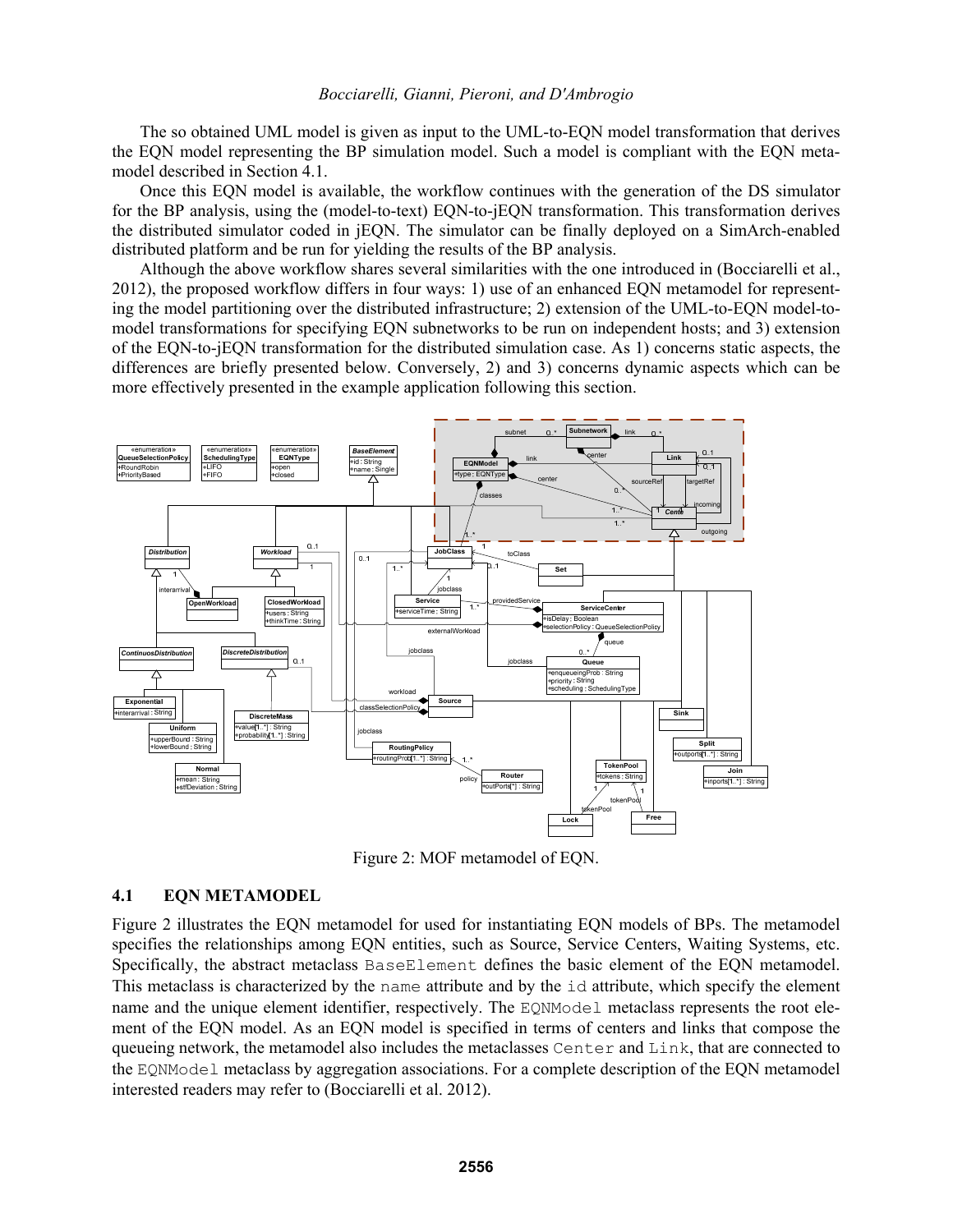The so obtained UML model is given as input to the UML-to-EQN model transformation that derives the EQN model representing the BP simulation model. Such a model is compliant with the EQN metamodel described in Section 4.1.

Once this EQN model is available, the workflow continues with the generation of the DS simulator for the BP analysis, using the (model-to-text) EQN-to-jEQN transformation. This transformation derives the distributed simulator coded in jEQN. The simulator can be finally deployed on a SimArch-enabled distributed platform and be run for yielding the results of the BP analysis.

Although the above workflow shares several similarities with the one introduced in (Bocciarelli et al., 2012), the proposed workflow differs in four ways: 1) use of an enhanced EQN metamodel for representing the model partitioning over the distributed infrastructure; 2) extension of the UML-to-EQN model-to-model transformations for specifying EQN subnetworks to be run on independent hosts; and 3) extension of the EQN-to-jEQN transformation for the distributed simulation case. As 1) concerns static aspects, the differences are briefly presented below. Conversely, 2) and 3) concerns dynamic aspects which can be more effectively presented in the example application following this section.

Figure 2: MOF metamodel of EQN.

## 4.1 EQN METAMODEL

Figure 2 illustrates the EQN metamodel for used for instantiating EQN models of BPs. The metamodel specifies the relationships among EQN entities, such as Source, Service Centers, Waiting Systems, etc. Specifically, the abstract metaclass BaseElement defines the basic element of the EQN metamodel. This metaclass is characterized by the name attribute and by the id attribute, which specify the element name and the unique element identifier, respectively. The EQNModel metaclass represents the root element of the EQN model. As an EQN model is specified in terms of centers and links that compose the queueing network, the metamodel also includes the metaclasses Center and Link, that are connected to the EQNModel metaclass by aggregation associations. For a complete description of the EQN metamodel interested readers may refer to (Bocciarelli et al. 2012).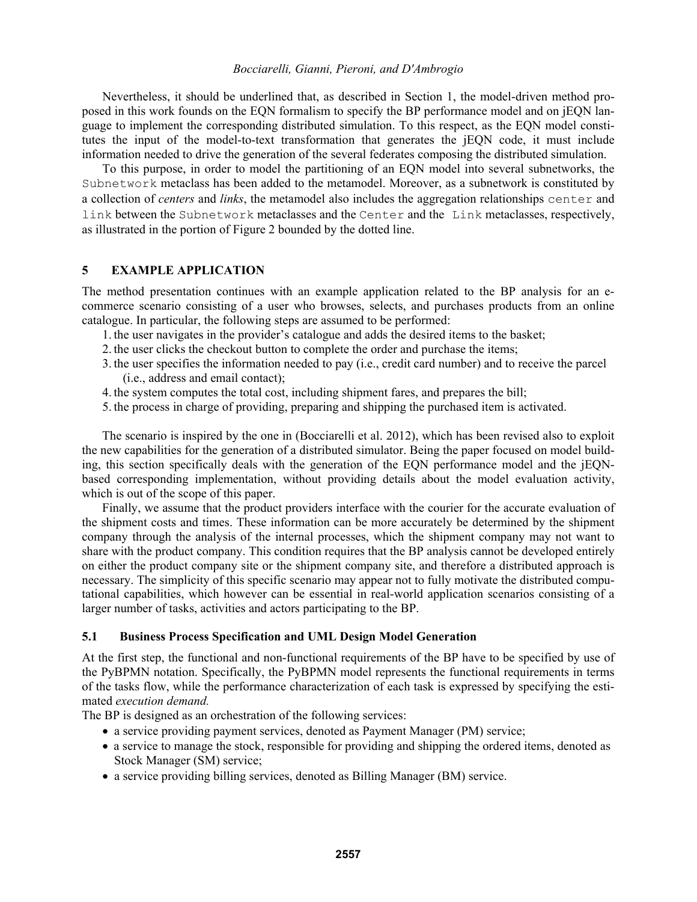Nevertheless, it should be underlined that, as described in Section 1, the model-driven method proposed in this work founds on the EQN formalism to specify the BP performance model and on jEQN language to implement the corresponding distributed simulation. To this respect, as the EQN model constitutes the input of the model-to-text transformation that generates the jEQN code, it must include information needed to drive the generation of the several federates composing the distributed simulation.

To this purpose, in order to model the partitioning of an EQN model into several subnetworks, the `Subnetwork` metaclass has been added to the metamodel. Moreover, as a subnetwork is constituted by a collection of *centers* and *links*, the metamodel also includes the aggregation relationships `center` and `link` between the `Subnetwork` metaclasses and the `Center` and the `Link` metaclasses, respectively, as illustrated in the portion of Figure 2 bounded by the dotted line.

## 5 EXAMPLE APPLICATION

The method presentation continues with an example application related to the BP analysis for an e-commerce scenario consisting of a user who browses, selects, and purchases products from an online catalogue. In particular, the following steps are assumed to be performed:

1. the user navigates in the provider's catalogue and adds the desired items to the basket;
2. the user clicks the checkout button to complete the order and purchase the items;
3. the user specifies the information needed to pay (i.e., credit card number) and to receive the parcel (i.e., address and email contact);
4. the system computes the total cost, including shipment fares, and prepares the bill;
5. the process in charge of providing, preparing and shipping the purchased item is activated.

The scenario is inspired by the one in (Bocciarelli et al. 2012), which has been revised also to exploit the new capabilities for the generation of a distributed simulator. Being the paper focused on model building, this section specifically deals with the generation of the EQN performance model and the jEQN-based corresponding implementation, without providing details about the model evaluation activity, which is out of the scope of this paper.

Finally, we assume that the product providers interface with the courier for the accurate evaluation of the shipment costs and times. These information can be more accurately be determined by the shipment company through the analysis of the internal processes, which the shipment company may not want to share with the product company. This condition requires that the BP analysis cannot be developed entirely on either the product company site or the shipment company site, and therefore a distributed approach is necessary. The simplicity of this specific scenario may appear not to fully motivate the distributed computational capabilities, which however can be essential in real-world application scenarios consisting of a larger number of tasks, activities and actors participating to the BP.

### 5.1 Business Process Specification and UML Design Model Generation

At the first step, the functional and non-functional requirements of the BP have to be specified by use of the PyBPMN notation. Specifically, the PyBPMN model represents the functional requirements in terms of the tasks flow, while the performance characterization of each task is expressed by specifying the estimated *execution demand.*

The BP is designed as an orchestration of the following services:

- a service providing payment services, denoted as Payment Manager (PM) service;
- a service to manage the stock, responsible for providing and shipping the ordered items, denoted as Stock Manager (SM) service;
- a service providing billing services, denoted as Billing Manager (BM) service.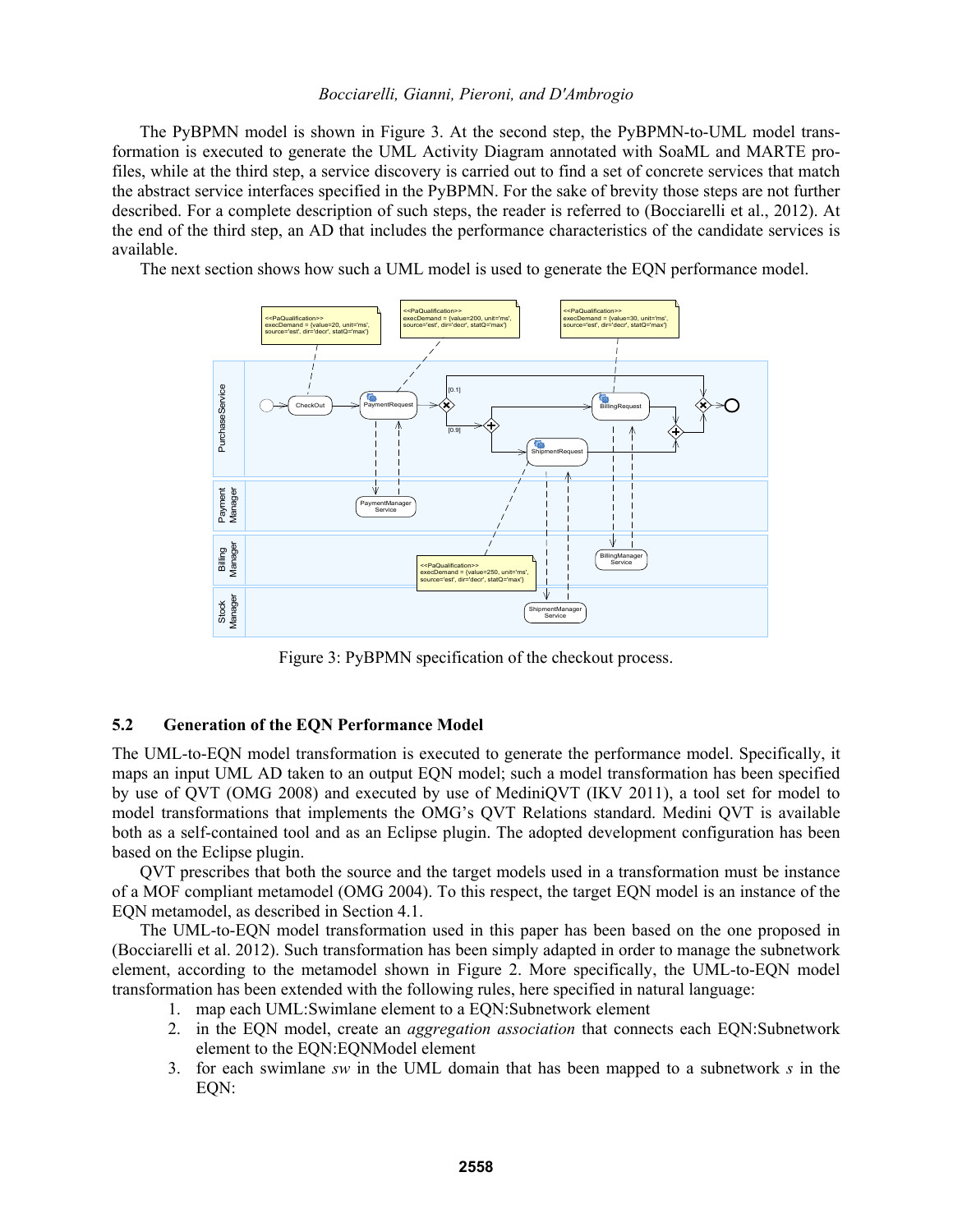The PyBPMN model is shown in Figure 3. At the second step, the PyBPMN-to-UML model transformation is executed to generate the UML Activity Diagram annotated with SoaML and MARTE profiles, while at the third step, a service discovery is carried out to find a set of concrete services that match the abstract service interfaces specified in the PyBPMN. For the sake of brevity those steps are not further described. For a complete description of such steps, the reader is referred to (Bocciarelli et al., 2012). At the end of the third step, an AD that includes the performance characteristics of the candidate services is available.

The next section shows how such a UML model is used to generate the EQN performance model.

Figure 3: PyBPMN specification of the checkout process.

## 5.2 Generation of the EQN Performance Model

The UML-to-EQN model transformation is executed to generate the performance model. Specifically, it maps an input UML AD taken to an output EQN model; such a model transformation has been specified by use of QVT (OMG 2008) and executed by use of MediniQVT (IKV 2011), a tool set for model to model transformations that implements the OMG's QVT Relations standard. Medini QVT is available both as a self-contained tool and as an Eclipse plugin. The adopted development configuration has been based on the Eclipse plugin.

QVT prescribes that both the source and the target models used in a transformation must be instance of a MOF compliant metamodel (OMG 2004). To this respect, the target EQN model is an instance of the EQN metamodel, as described in Section 4.1.

The UML-to-EQN model transformation used in this paper has been based on the one proposed in (Bocciarelli et al. 2012). Such transformation has been simply adapted in order to manage the subnetwork element, according to the metamodel shown in Figure 2. More specifically, the UML-to-EQN model transformation has been extended with the following rules, here specified in natural language:

1. map each UML:Swimlane element to a EQN:Subnetwork element
2. in the EQN model, create an *aggregation association* that connects each EQN:Subnetwork element to the EQN:EQNModel element
3. for each swimlane *sw* in the UML domain that has been mapped to a subnetwork *s* in the EQN: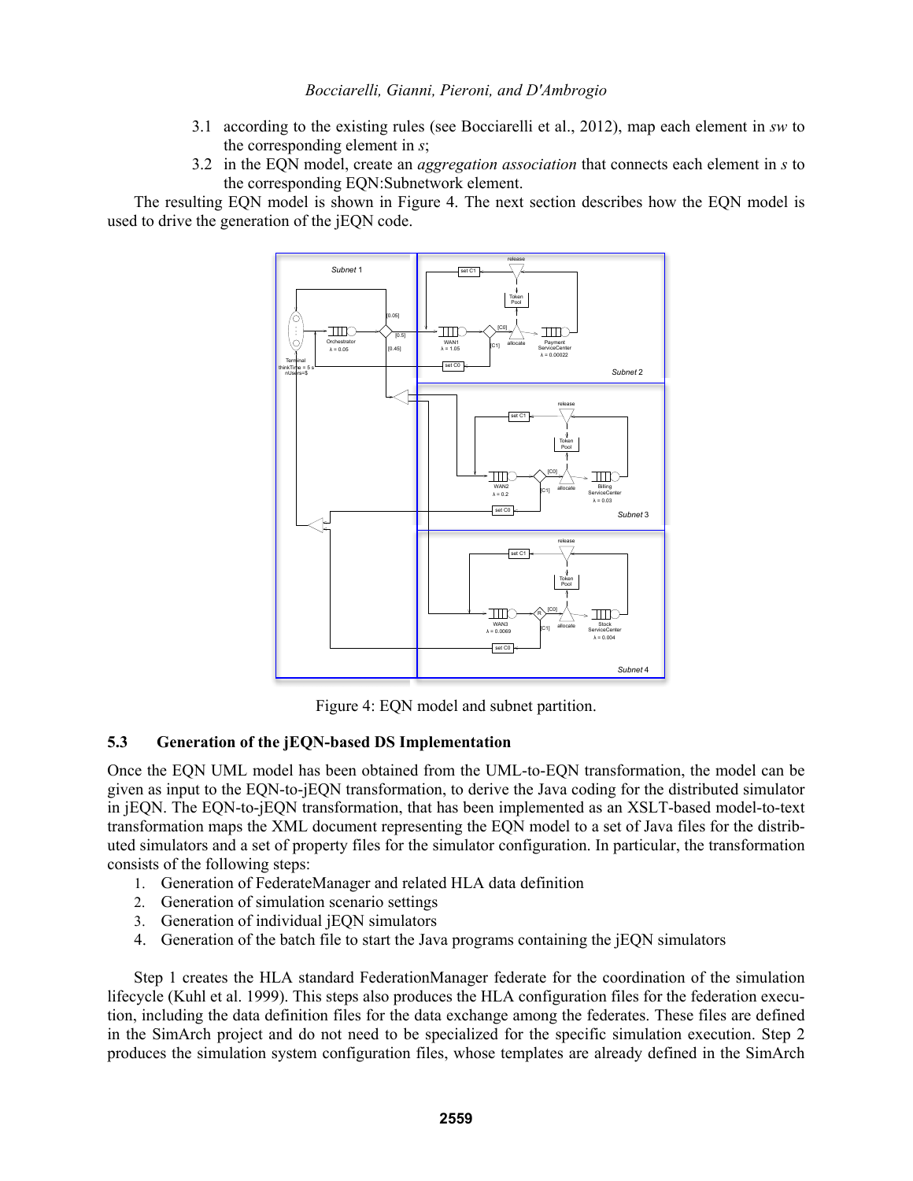3.1 according to the existing rules (see Bocciarelli et al., 2012), map each element in *sw* to the corresponding element in *s*;

3.2 in the EQN model, create an *aggregation association* that connects each element in *s* to the corresponding EQN:Subnetwork element.

The resulting EQN model is shown in Figure 4. The next section describes how the EQN model is used to drive the generation of the jEQN code.

Figure 4: EQN model and subnet partition.

### 5.3 Generation of the jEQN-based DS Implementation

Once the EQN UML model has been obtained from the UML-to-EQN transformation, the model can be given as input to the EQN-to-jEQN transformation, to derive the Java coding for the distributed simulator in jEQN. The EQN-to-jEQN transformation, that has been implemented as an XSLT-based model-to-text transformation maps the XML document representing the EQN model to a set of Java files for the distributed simulators and a set of property files for the simulator configuration. In particular, the transformation consists of the following steps:

1. Generation of FederateManager and related HLA data definition
2. Generation of simulation scenario settings
3. Generation of individual jEQN simulators
4. Generation of the batch file to start the Java programs containing the jEQN simulators

Step 1 creates the HLA standard FederationManager federate for the coordination of the simulation lifecycle (Kuhl et al. 1999). This steps also produces the HLA configuration files for the federation execution, including the data definition files for the data exchange among the federates. These files are defined in the SimArch project and do not need to be specialized for the specific simulation execution. Step 2 produces the simulation system configuration files, whose templates are already defined in the SimArch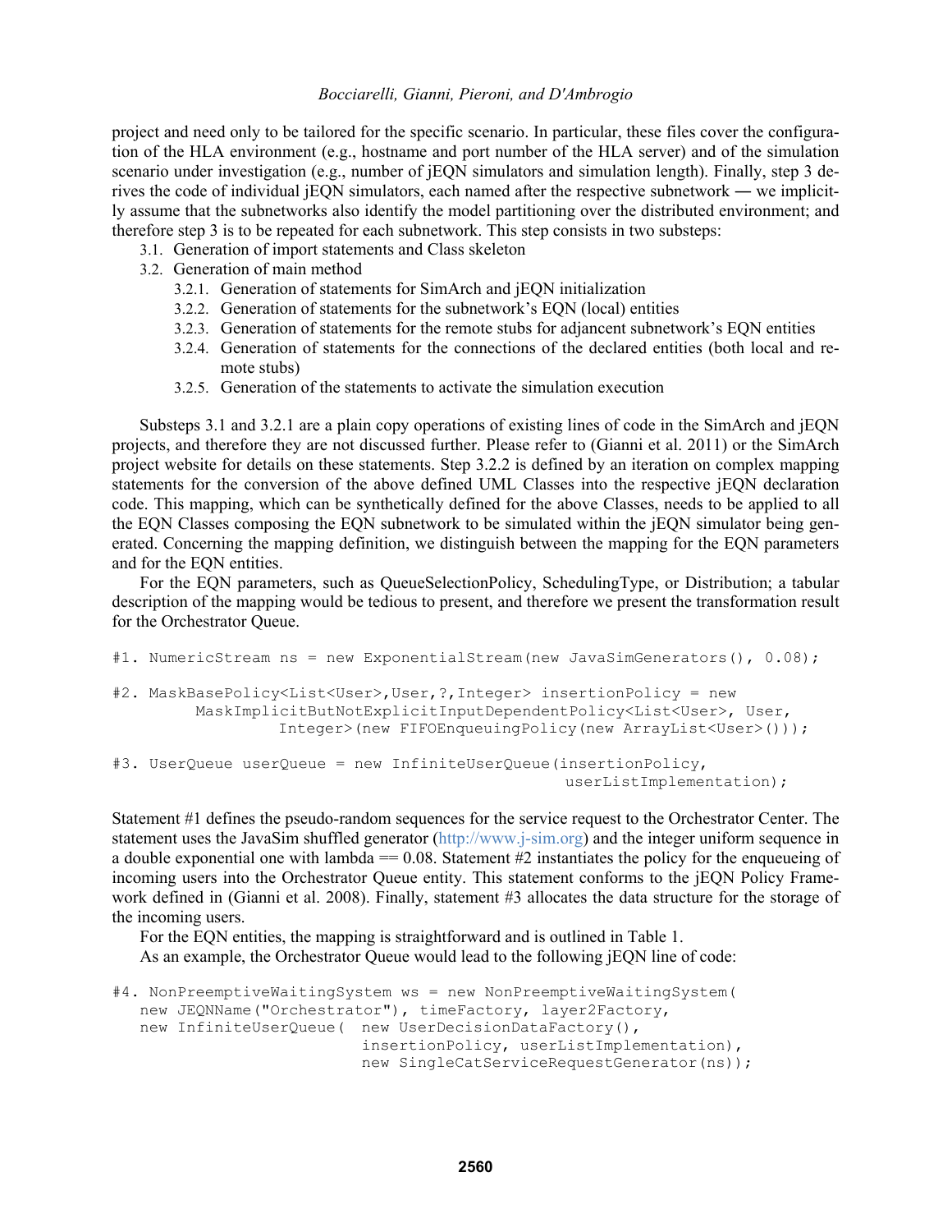project and need only to be tailored for the specific scenario. In particular, these files cover the configuration of the HLA environment (e.g., hostname and port number of the HLA server) and of the simulation scenario under investigation (e.g., number of jEQN simulators and simulation length). Finally, step 3 derives the code of individual jEQN simulators, each named after the respective subnetwork ― we implicitly assume that the subnetworks also identify the model partitioning over the distributed environment; and therefore step 3 is to be repeated for each subnetwork. This step consists in two substeps:

- 3.1. Generation of import statements and Class skeleton
- 3.2. Generation of main method
  - 3.2.1. Generation of statements for SimArch and jEQN initialization
  - 3.2.2. Generation of statements for the subnetwork's EQN (local) entities
  - 3.2.3. Generation of statements for the remote stubs for adjancent subnetwork's EQN entities
  - 3.2.4. Generation of statements for the connections of the declared entities (both local and remote stubs)
  - 3.2.5. Generation of the statements to activate the simulation execution

Substeps 3.1 and 3.2.1 are a plain copy operations of existing lines of code in the SimArch and jEQN projects, and therefore they are not discussed further. Please refer to (Gianni et al. 2011) or the SimArch project website for details on these statements. Step 3.2.2 is defined by an iteration on complex mapping statements for the conversion of the above defined UML Classes into the respective jEQN declaration code. This mapping, which can be synthetically defined for the above Classes, needs to be applied to all the EQN Classes composing the EQN subnetwork to be simulated within the jEQN simulator being generated. Concerning the mapping definition, we distinguish between the mapping for the EQN parameters and for the EQN entities.

For the EQN parameters, such as QueueSelectionPolicy, SchedulingType, or Distribution; a tabular description of the mapping would be tedious to present, and therefore we present the transformation result for the Orchestrator Queue.

```
#1. NumericStream ns = new ExponentialStream(new JavaSimGenerators(), 0.08);

#2. MaskBasePolicy<List<User>,User,?,Integer> insertionPolicy = new
        MaskImplicitButNotExplicitInputDependentPolicy<List<User>, User,
                Integer>(new FIFOEnqueuingPolicy(new ArrayList<User>()));

#3. UserQueue userQueue = new InfiniteUserQueue(insertionPolicy,
                                                 userListImplementation);
```

Statement #1 defines the pseudo-random sequences for the service request to the Orchestrator Center. The statement uses the JavaSim shuffled generator (http://www.j-sim.org) and the integer uniform sequence in a double exponential one with lambda == 0.08. Statement #2 instantiates the policy for the enqueueing of incoming users into the Orchestrator Queue entity. This statement conforms to the jEQN Policy Framework defined in (Gianni et al. 2008). Finally, statement #3 allocates the data structure for the storage of the incoming users.

For the EQN entities, the mapping is straightforward and is outlined in Table 1.

As an example, the Orchestrator Queue would lead to the following jEQN line of code:

```
#4. NonPreemptiveWaitingSystem ws = new NonPreemptiveWaitingSystem(
   new JEQNName("Orchestrator"), timeFactory, layer2Factory,
   new InfiniteUserQueue(  new UserDecisionDataFactory(),
                           insertionPolicy, userListImplementation),
                           new SingleCatServiceRequestGenerator(ns));
```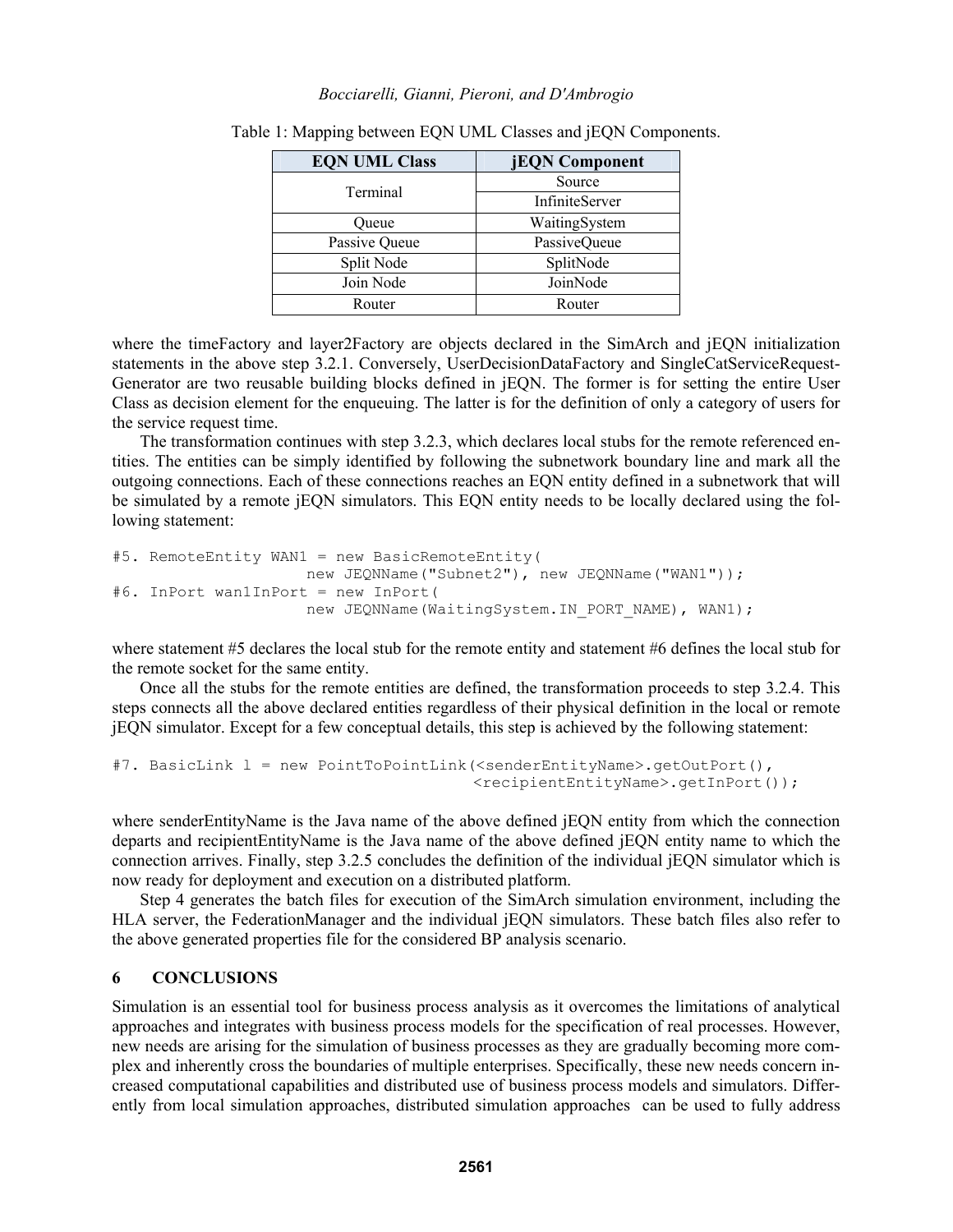Table 1: Mapping between EQN UML Classes and jEQN Components.

| EQN UML Class | jEQN Component |
|---|---|
| Terminal | Source |
| | InfiniteServer |
| Queue | WaitingSystem |
| Passive Queue | PassiveQueue |
| Split Node | SplitNode |
| Join Node | JoinNode |
| Router | Router |

where the timeFactory and layer2Factory are objects declared in the SimArch and jEQN initialization statements in the above step 3.2.1. Conversely, UserDecisionDataFactory and SingleCatServiceRequest-Generator are two reusable building blocks defined in jEQN. The former is for setting the entire User Class as decision element for the enqueuing. The latter is for the definition of only a category of users for the service request time.

The transformation continues with step 3.2.3, which declares local stubs for the remote referenced entities. The entities can be simply identified by following the subnetwork boundary line and mark all the outgoing connections. Each of these connections reaches an EQN entity defined in a subnetwork that will be simulated by a remote jEQN simulators. This EQN entity needs to be locally declared using the following statement:

```
#5. RemoteEntity WAN1 = new BasicRemoteEntity(
                    new JEQNName("Subnet2"), new JEQNName("WAN1"));
#6. InPort wan1InPort = new InPort(
                    new JEQNName(WaitingSystem.IN_PORT_NAME), WAN1);
```

where statement #5 declares the local stub for the remote entity and statement #6 defines the local stub for the remote socket for the same entity.

Once all the stubs for the remote entities are defined, the transformation proceeds to step 3.2.4. This steps connects all the above declared entities regardless of their physical definition in the local or remote jEQN simulator. Except for a few conceptual details, this step is achieved by the following statement:

```
#7. BasicLink l = new PointToPointLink(<senderEntityName>.getOutPort(),
                                      <recipientEntityName>.getInPort());
```

where senderEntityName is the Java name of the above defined jEQN entity from which the connection departs and recipientEntityName is the Java name of the above defined jEQN entity name to which the connection arrives. Finally, step 3.2.5 concludes the definition of the individual jEQN simulator which is now ready for deployment and execution on a distributed platform.

Step 4 generates the batch files for execution of the SimArch simulation environment, including the HLA server, the FederationManager and the individual jEQN simulators. These batch files also refer to the above generated properties file for the considered BP analysis scenario.

## 6 CONCLUSIONS

Simulation is an essential tool for business process analysis as it overcomes the limitations of analytical approaches and integrates with business process models for the specification of real processes. However, new needs are arising for the simulation of business processes as they are gradually becoming more complex and inherently cross the boundaries of multiple enterprises. Specifically, these new needs concern increased computational capabilities and distributed use of business process models and simulators. Differently from local simulation approaches, distributed simulation approaches can be used to fully address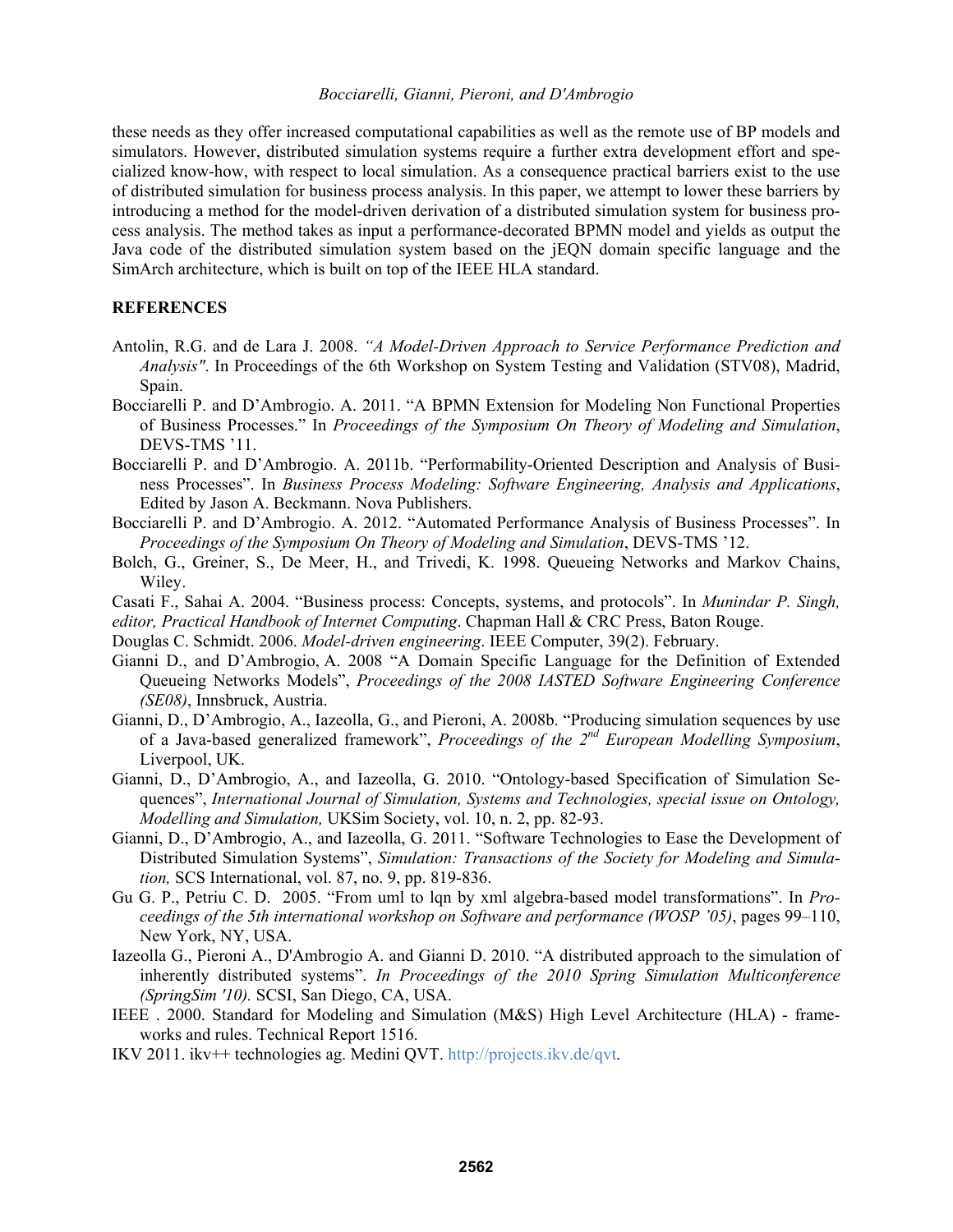these needs as they offer increased computational capabilities as well as the remote use of BP models and simulators. However, distributed simulation systems require a further extra development effort and specialized know-how, with respect to local simulation. As a consequence practical barriers exist to the use of distributed simulation for business process analysis. In this paper, we attempt to lower these barriers by introducing a method for the model-driven derivation of a distributed simulation system for business process analysis. The method takes as input a performance-decorated BPMN model and yields as output the Java code of the distributed simulation system based on the jEQN domain specific language and the SimArch architecture, which is built on top of the IEEE HLA standard.

## REFERENCES

Antolin, R.G. and de Lara J. 2008. *"A Model-Driven Approach to Service Performance Prediction and Analysis"*. In Proceedings of the 6th Workshop on System Testing and Validation (STV08), Madrid, Spain.

Bocciarelli P. and D'Ambrogio. A. 2011. "A BPMN Extension for Modeling Non Functional Properties of Business Processes." In *Proceedings of the Symposium On Theory of Modeling and Simulation*, DEVS-TMS '11.

Bocciarelli P. and D'Ambrogio. A. 2011b. "Performability-Oriented Description and Analysis of Business Processes". In *Business Process Modeling: Software Engineering, Analysis and Applications*, Edited by Jason A. Beckmann. Nova Publishers.

Bocciarelli P. and D'Ambrogio. A. 2012. "Automated Performance Analysis of Business Processes". In *Proceedings of the Symposium On Theory of Modeling and Simulation*, DEVS-TMS '12.

Bolch, G., Greiner, S., De Meer, H., and Trivedi, K. 1998. Queueing Networks and Markov Chains, Wiley.

Casati F., Sahai A. 2004. "Business process: Concepts, systems, and protocols". In *Munindar P. Singh, editor, Practical Handbook of Internet Computing*. Chapman Hall & CRC Press, Baton Rouge.

Douglas C. Schmidt. 2006. *Model-driven engineering*. IEEE Computer, 39(2). February.

Gianni D., and D'Ambrogio, A. 2008 "A Domain Specific Language for the Definition of Extended Queueing Networks Models", *Proceedings of the 2008 IASTED Software Engineering Conference (SE08)*, Innsbruck, Austria.

Gianni, D., D'Ambrogio, A., Iazeolla, G., and Pieroni, A. 2008b. "Producing simulation sequences by use of a Java-based generalized framework", *Proceedings of the 2nd European Modelling Symposium*, Liverpool, UK.

Gianni, D., D'Ambrogio, A., and Iazeolla, G. 2010. "Ontology-based Specification of Simulation Sequences", *International Journal of Simulation, Systems and Technologies, special issue on Ontology, Modelling and Simulation,* UKSim Society, vol. 10, n. 2, pp. 82-93.

Gianni, D., D'Ambrogio, A., and Iazeolla, G. 2011. "Software Technologies to Ease the Development of Distributed Simulation Systems", *Simulation: Transactions of the Society for Modeling and Simulation,* SCS International, vol. 87, no. 9, pp. 819-836.

Gu G. P., Petriu C. D. 2005. "From uml to lqn by xml algebra-based model transformations". In *Proceedings of the 5th international workshop on Software and performance (WOSP '05)*, pages 99–110, New York, NY, USA.

Iazeolla G., Pieroni A., D'Ambrogio A. and Gianni D. 2010. "A distributed approach to the simulation of inherently distributed systems". *In Proceedings of the 2010 Spring Simulation Multiconference (SpringSim '10).* SCSI, San Diego, CA, USA.

IEEE . 2000. Standard for Modeling and Simulation (M&S) High Level Architecture (HLA) - frameworks and rules. Technical Report 1516.

IKV 2011. ikv++ technologies ag. Medini QVT. http://projects.ikv.de/qvt.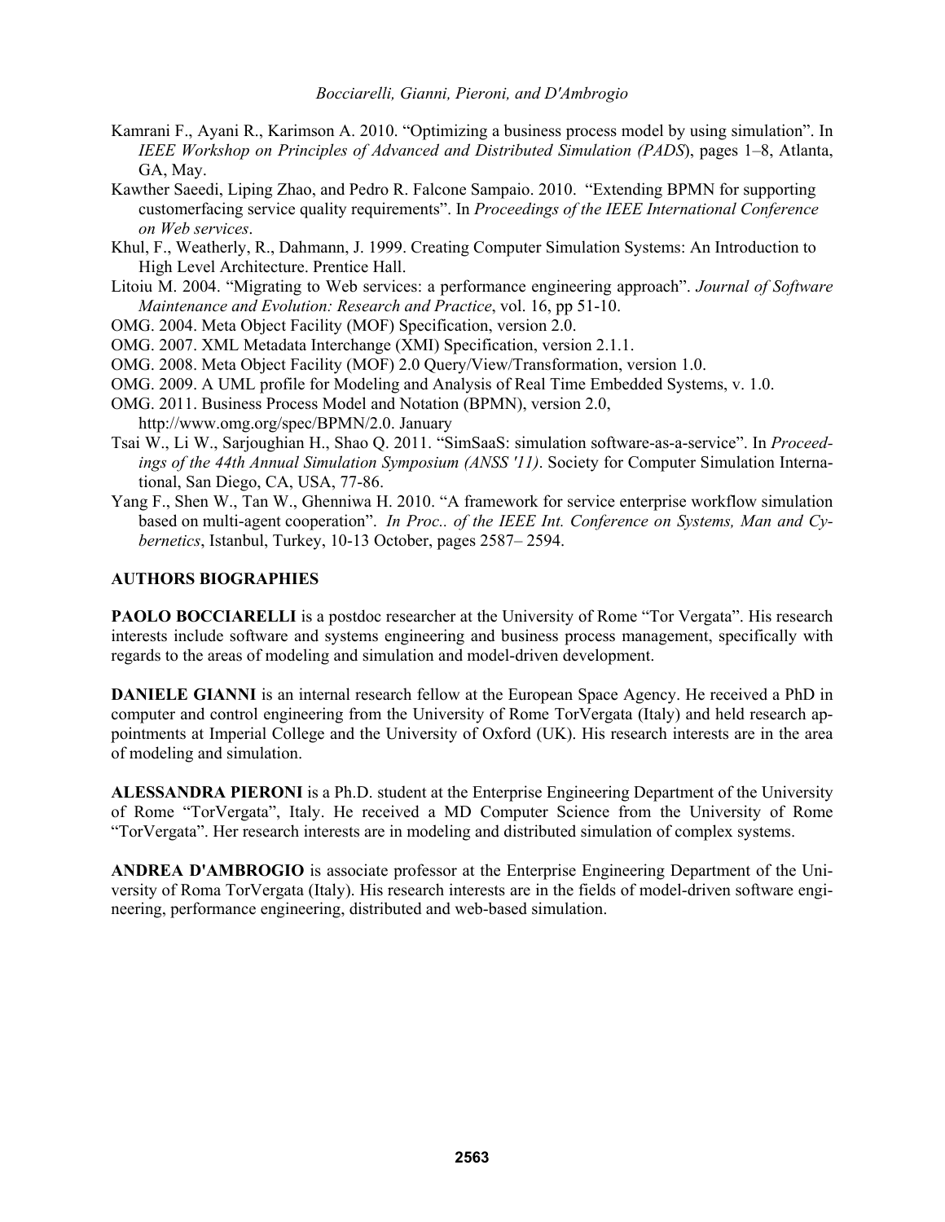Kamrani F., Ayani R., Karimson A. 2010. "Optimizing a business process model by using simulation". In *IEEE Workshop on Principles of Advanced and Distributed Simulation (PADS*), pages 1–8, Atlanta, GA, May.

Kawther Saeedi, Liping Zhao, and Pedro R. Falcone Sampaio. 2010. "Extending BPMN for supporting customerfacing service quality requirements". In *Proceedings of the IEEE International Conference on Web services*.

Khul, F., Weatherly, R., Dahmann, J. 1999. Creating Computer Simulation Systems: An Introduction to High Level Architecture. Prentice Hall.

Litoiu M. 2004. "Migrating to Web services: a performance engineering approach". *Journal of Software Maintenance and Evolution: Research and Practice*, vol. 16, pp 51-10.

OMG. 2004. Meta Object Facility (MOF) Specification, version 2.0.

OMG. 2007. XML Metadata Interchange (XMI) Specification, version 2.1.1.

OMG. 2008. Meta Object Facility (MOF) 2.0 Query/View/Transformation, version 1.0.

OMG. 2009. A UML profile for Modeling and Analysis of Real Time Embedded Systems, v. 1.0.

OMG. 2011. Business Process Model and Notation (BPMN), version 2.0, http://www.omg.org/spec/BPMN/2.0. January

Tsai W., Li W., Sarjoughian H., Shao Q. 2011. "SimSaaS: simulation software-as-a-service". In *Proceedings of the 44th Annual Simulation Symposium (ANSS '11)*. Society for Computer Simulation International, San Diego, CA, USA, 77-86.

Yang F., Shen W., Tan W., Ghenniwa H. 2010. "A framework for service enterprise workflow simulation based on multi-agent cooperation". *In Proc.. of the IEEE Int. Conference on Systems, Man and Cybernetics*, Istanbul, Turkey, 10-13 October, pages 2587– 2594.

## AUTHORS BIOGRAPHIES

**PAOLO BOCCIARELLI** is a postdoc researcher at the University of Rome "Tor Vergata". His research interests include software and systems engineering and business process management, specifically with regards to the areas of modeling and simulation and model-driven development.

**DANIELE GIANNI** is an internal research fellow at the European Space Agency. He received a PhD in computer and control engineering from the University of Rome TorVergata (Italy) and held research appointments at Imperial College and the University of Oxford (UK). His research interests are in the area of modeling and simulation.

**ALESSANDRA PIERONI** is a Ph.D. student at the Enterprise Engineering Department of the University of Rome "TorVergata", Italy. He received a MD Computer Science from the University of Rome "TorVergata". Her research interests are in modeling and distributed simulation of complex systems.

**ANDREA D'AMBROGIO** is associate professor at the Enterprise Engineering Department of the University of Roma TorVergata (Italy). His research interests are in the fields of model-driven software engineering, performance engineering, distributed and web-based simulation.